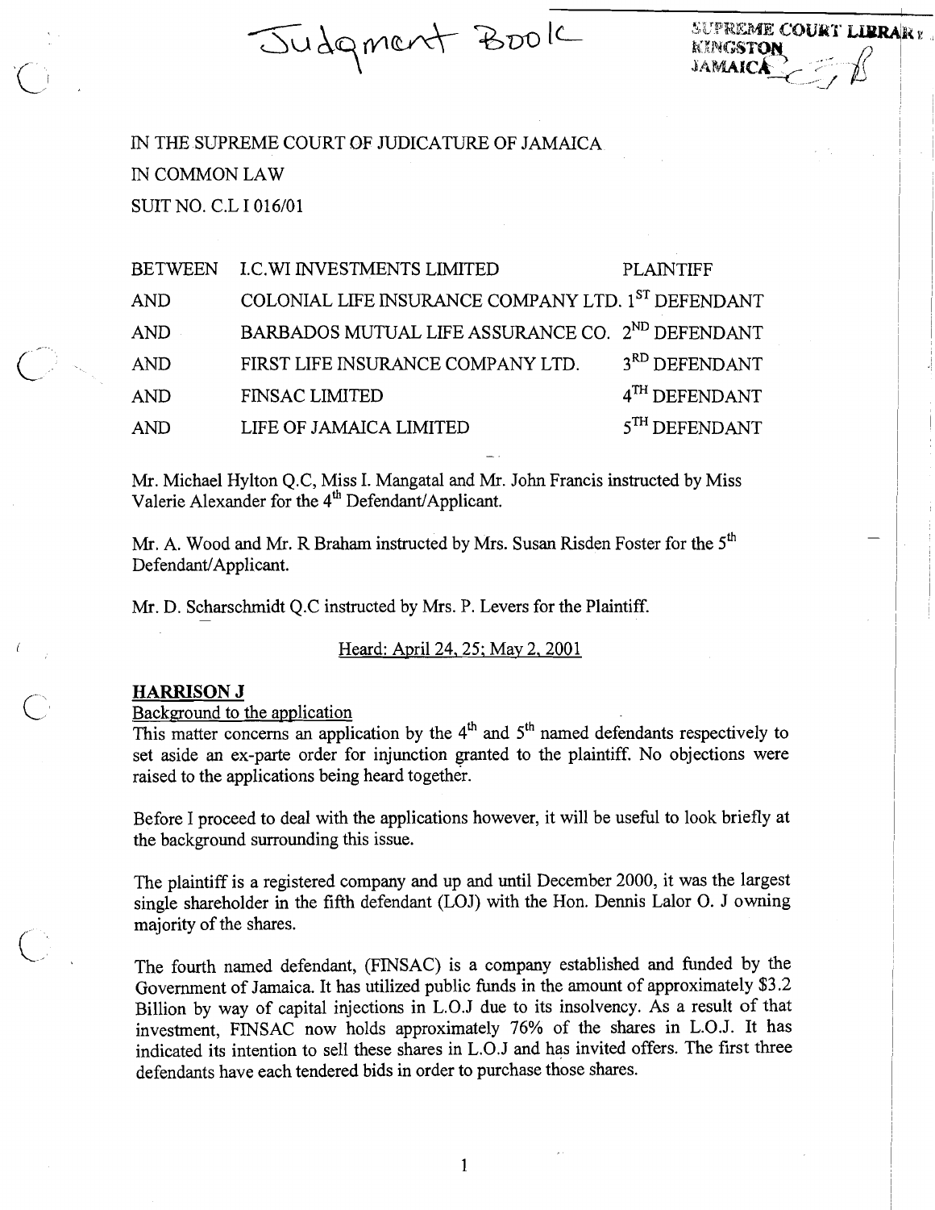Judgment Book

SUPREME COURT LIBRARY
KINGSTON
JAMAICA

IN THE SUPREME COURT OF JUDICATURE OF JAMAICA

IN COMMON LAW

SUIT NO. C.L I 016/01

| | | |
|---|---|---|
| BETWEEN | I.C.WI INVESTMENTS LIMITED | PLAINTIFF |
| AND | COLONIAL LIFE INSURANCE COMPANY LTD. | 1ST DEFENDANT |
| AND | BARBADOS MUTUAL LIFE ASSURANCE CO. | 2ND DEFENDANT |
| AND | FIRST LIFE INSURANCE COMPANY LTD. | 3RD DEFENDANT |
| AND | FINSAC LIMITED | 4TH DEFENDANT |
| AND | LIFE OF JAMAICA LIMITED | 5TH DEFENDANT |

Mr. Michael Hylton Q.C, Miss I. Mangatal and Mr. John Francis instructed by Miss Valerie Alexander for the 4th Defendant/Applicant.

Mr. A. Wood and Mr. R Braham instructed by Mrs. Susan Risden Foster for the 5th Defendant/Applicant.

Mr. D. Scharschmidt Q.C instructed by Mrs. P. Levers for the Plaintiff.

Heard: April 24, 25; May 2, 2001

**HARRISON J**

Background to the application

This matter concerns an application by the 4th and 5th named defendants respectively to set aside an ex-parte order for injunction granted to the plaintiff. No objections were raised to the applications being heard together.

Before I proceed to deal with the applications however, it will be useful to look briefly at the background surrounding this issue.

The plaintiff is a registered company and up and until December 2000, it was the largest single shareholder in the fifth defendant (LOJ) with the Hon. Dennis Lalor O. J owning majority of the shares.

The fourth named defendant, (FINSAC) is a company established and funded by the Government of Jamaica. It has utilized public funds in the amount of approximately $3.2 Billion by way of capital injections in L.O.J due to its insolvency. As a result of that investment, FINSAC now holds approximately 76% of the shares in L.O.J. It has indicated its intention to sell these shares in L.O.J and has invited offers. The first three defendants have each tendered bids in order to purchase those shares.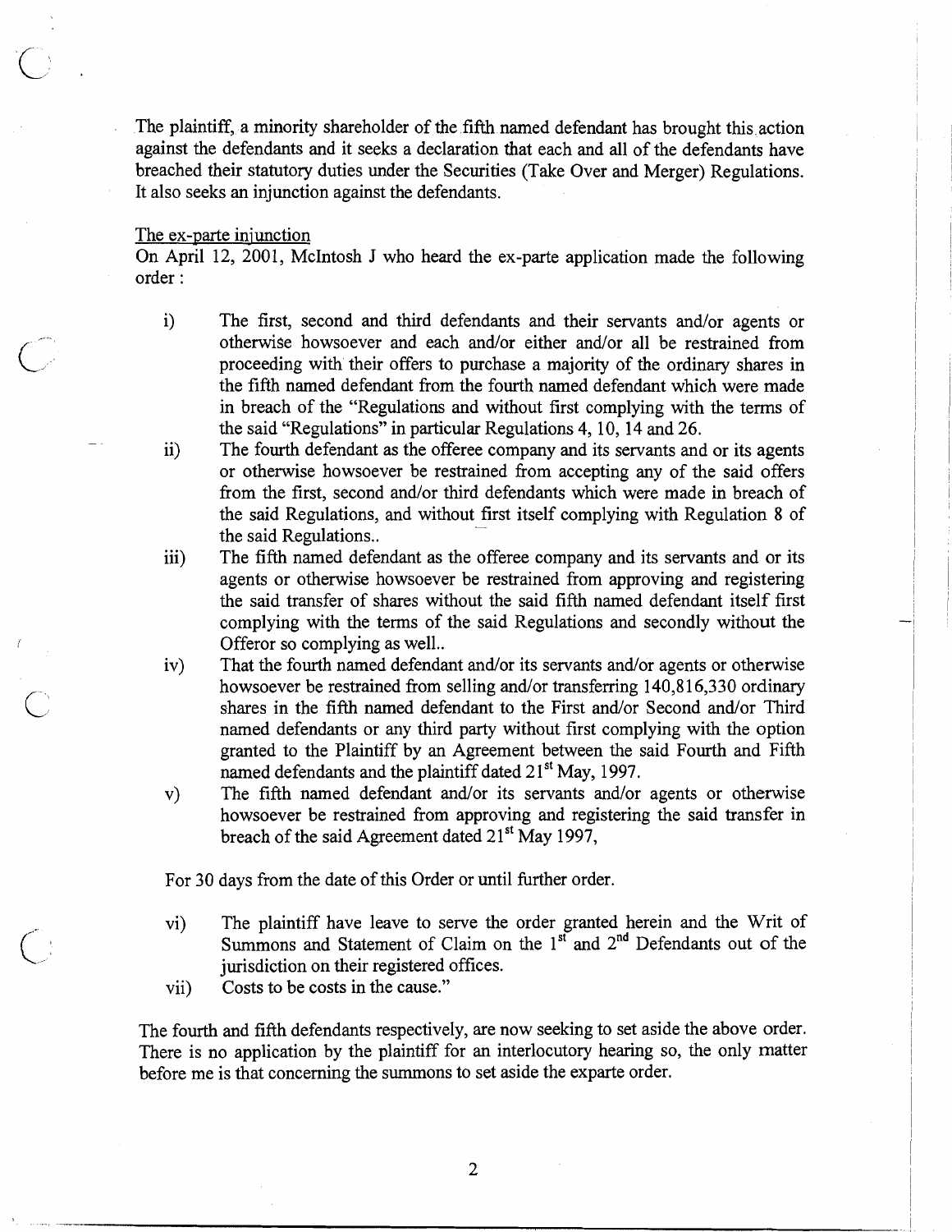The plaintiff, a minority shareholder of the fifth named defendant has brought this action against the defendants and it seeks a declaration that each and all of the defendants have breached their statutory duties under the Securities (Take Over and Merger) Regulations. It also seeks an injunction against the defendants.

<u>The ex-parte injunction</u>

On April 12, 2001, McIntosh J who heard the ex-parte application made the following order :

i) The first, second and third defendants and their servants and/or agents or otherwise howsoever and each and/or either and/or all be restrained from proceeding with their offers to purchase a majority of the ordinary shares in the fifth named defendant from the fourth named defendant which were made in breach of the "Regulations and without first complying with the terms of the said "Regulations" in particular Regulations 4, 10, 14 and 26.

ii) The fourth defendant as the offeree company and its servants and or its agents or otherwise howsoever be restrained from accepting any of the said offers from the first, second and/or third defendants which were made in breach of the said Regulations, and without first itself complying with Regulation 8 of the said Regulations..

iii) The fifth named defendant as the offeree company and its servants and or its agents or otherwise howsoever be restrained from approving and registering the said transfer of shares without the said fifth named defendant itself first complying with the terms of the said Regulations and secondly without the Offeror so complying as well..

iv) That the fourth named defendant and/or its servants and/or agents or otherwise howsoever be restrained from selling and/or transferring 140,816,330 ordinary shares in the fifth named defendant to the First and/or Second and/or Third named defendants or any third party without first complying with the option granted to the Plaintiff by an Agreement between the said Fourth and Fifth named defendants and the plaintiff dated 21st May, 1997.

v) The fifth named defendant and/or its servants and/or agents or otherwise howsoever be restrained from approving and registering the said transfer in breach of the said Agreement dated 21st May 1997,

For 30 days from the date of this Order or until further order.

vi) The plaintiff have leave to serve the order granted herein and the Writ of Summons and Statement of Claim on the 1st and 2nd Defendants out of the jurisdiction on their registered offices.

vii) Costs to be costs in the cause."

The fourth and fifth defendants respectively, are now seeking to set aside the above order. There is no application by the plaintiff for an interlocutory hearing so, the only matter before me is that concerning the summons to set aside the exparte order.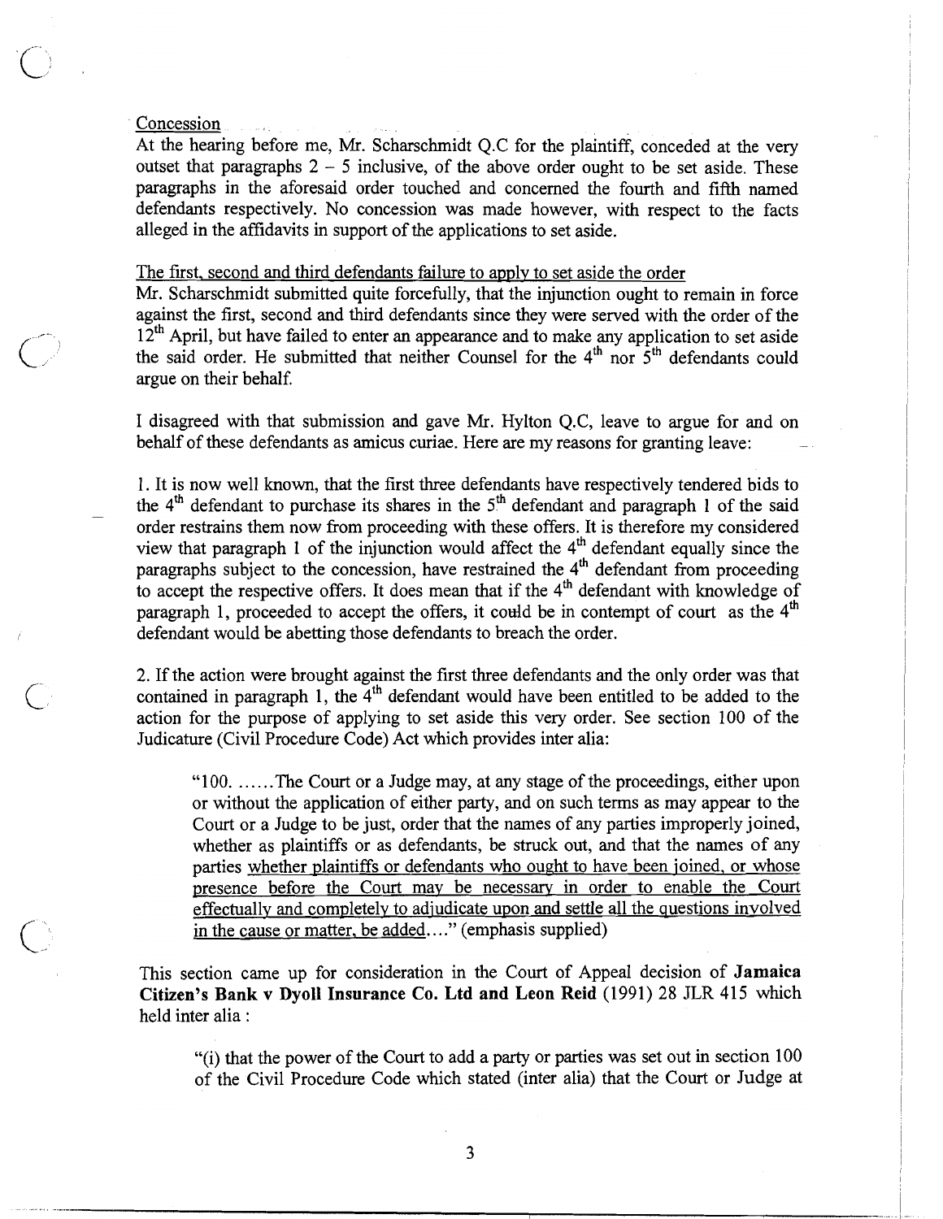Concession

At the hearing before me, Mr. Scharschmidt Q.C for the plaintiff, conceded at the very outset that paragraphs 2 – 5 inclusive, of the above order ought to be set aside. These paragraphs in the aforesaid order touched and concerned the fourth and fifth named defendants respectively. No concession was made however, with respect to the facts alleged in the affidavits in support of the applications to set aside.

The first, second and third defendants failure to apply to set aside the order

Mr. Scharschmidt submitted quite forcefully, that the injunction ought to remain in force against the first, second and third defendants since they were served with the order of the 12th April, but have failed to enter an appearance and to make any application to set aside the said order. He submitted that neither Counsel for the 4th nor 5th defendants could argue on their behalf.

I disagreed with that submission and gave Mr. Hylton Q.C, leave to argue for and on behalf of these defendants as amicus curiae. Here are my reasons for granting leave:

1. It is now well known, that the first three defendants have respectively tendered bids to the 4th defendant to purchase its shares in the 5th defendant and paragraph 1 of the said order restrains them now from proceeding with these offers. It is therefore my considered view that paragraph 1 of the injunction would affect the 4th defendant equally since the paragraphs subject to the concession, have restrained the 4th defendant from proceeding to accept the respective offers. It does mean that if the 4th defendant with knowledge of paragraph 1, proceeded to accept the offers, it could be in contempt of court as the 4th defendant would be abetting those defendants to breach the order.

2. If the action were brought against the first three defendants and the only order was that contained in paragraph 1, the 4th defendant would have been entitled to be added to the action for the purpose of applying to set aside this very order. See section 100 of the Judicature (Civil Procedure Code) Act which provides inter alia:

> "100. ……The Court or a Judge may, at any stage of the proceedings, either upon or without the application of either party, and on such terms as may appear to the Court or a Judge to be just, order that the names of any parties improperly joined, whether as plaintiffs or as defendants, be struck out, and that the names of any parties <u>whether plaintiffs or defendants who ought to have been joined, or whose presence before the Court may be necessary in order to enable the Court effectually and completely to adjudicate upon and settle all the questions involved in the cause or matter, be added</u>…." (emphasis supplied)

This section came up for consideration in the Court of Appeal decision of **Jamaica Citizen's Bank v Dyoll Insurance Co. Ltd and Leon Reid** (1991) 28 JLR 415 which held inter alia :

> "(i) that the power of the Court to add a party or parties was set out in section 100 of the Civil Procedure Code which stated (inter alia) that the Court or Judge at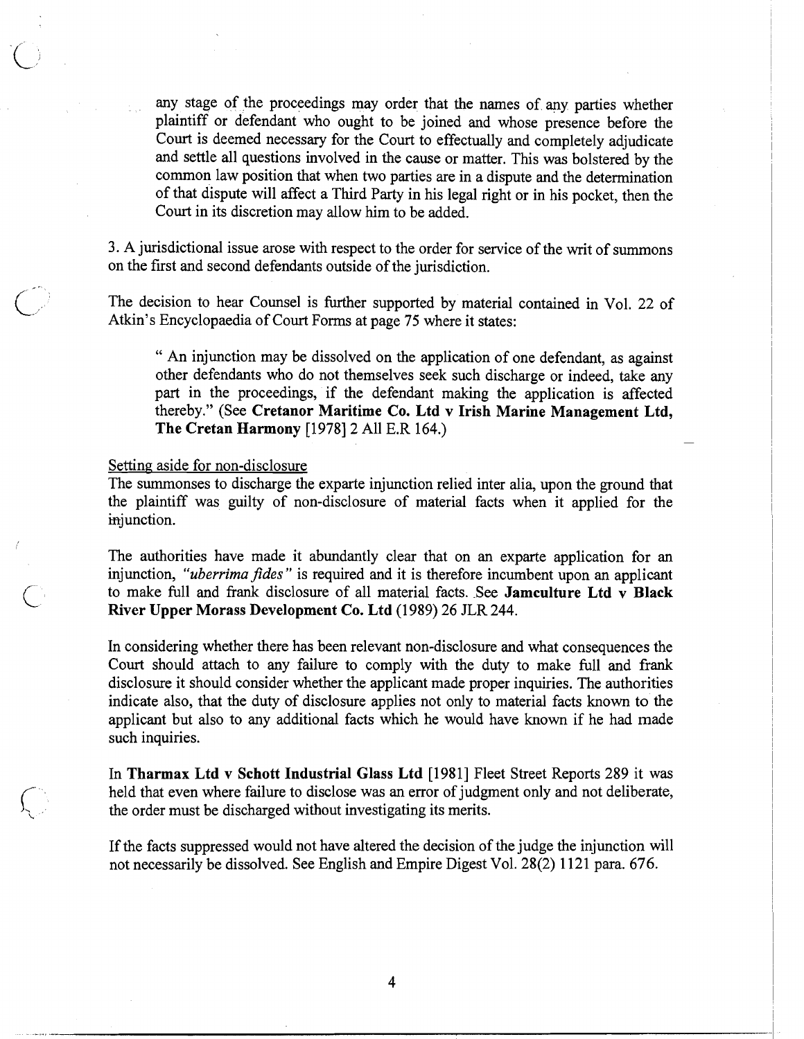any stage of the proceedings may order that the names of any parties whether plaintiff or defendant who ought to be joined and whose presence before the Court is deemed necessary for the Court to effectually and completely adjudicate and settle all questions involved in the cause or matter. This was bolstered by the common law position that when two parties are in a dispute and the determination of that dispute will affect a Third Party in his legal right or in his pocket, then the Court in its discretion may allow him to be added.

3. A jurisdictional issue arose with respect to the order for service of the writ of summons on the first and second defendants outside of the jurisdiction.

The decision to hear Counsel is further supported by material contained in Vol. 22 of Atkin's Encyclopaedia of Court Forms at page 75 where it states:

> " An injunction may be dissolved on the application of one defendant, as against other defendants who do not themselves seek such discharge or indeed, take any part in the proceedings, if the defendant making the application is affected thereby." (See **Cretanor Maritime Co. Ltd v Irish Marine Management Ltd, The Cretan Harmony** [1978] 2 All E.R 164.)

Setting aside for non-disclosure

The summonses to discharge the exparte injunction relied inter alia, upon the ground that the plaintiff was guilty of non-disclosure of material facts when it applied for the injunction.

The authorities have made it abundantly clear that on an exparte application for an injunction, *"uberrima fides"* is required and it is therefore incumbent upon an applicant to make full and frank disclosure of all material facts. See **Jamculture Ltd v Black River Upper Morass Development Co. Ltd** (1989) 26 JLR 244.

In considering whether there has been relevant non-disclosure and what consequences the Court should attach to any failure to comply with the duty to make full and frank disclosure it should consider whether the applicant made proper inquiries. The authorities indicate also, that the duty of disclosure applies not only to material facts known to the applicant but also to any additional facts which he would have known if he had made such inquiries.

In **Tharmax Ltd v Schott Industrial Glass Ltd** [1981] Fleet Street Reports 289 it was held that even where failure to disclose was an error of judgment only and not deliberate, the order must be discharged without investigating its merits.

If the facts suppressed would not have altered the decision of the judge the injunction will not necessarily be dissolved. See English and Empire Digest Vol. 28(2) 1121 para. 676.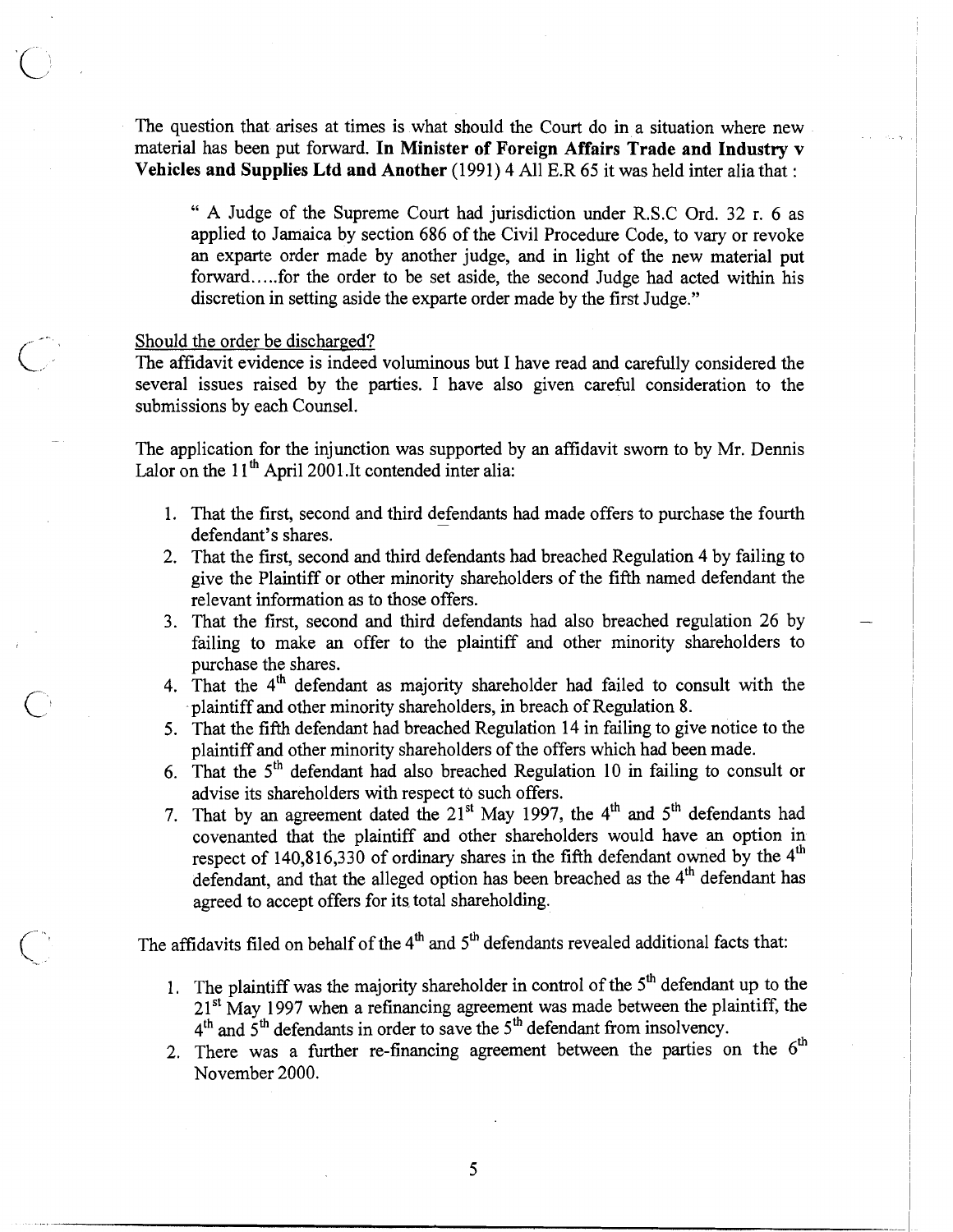The question that arises at times is what should the Court do in a situation where new material has been put forward. **In Minister of Foreign Affairs Trade and Industry v Vehicles and Supplies Ltd and Another** (1991) 4 All E.R 65 it was held inter alia that :

> " A Judge of the Supreme Court had jurisdiction under R.S.C Ord. 32 r. 6 as applied to Jamaica by section 686 of the Civil Procedure Code, to vary or revoke an exparte order made by another judge, and in light of the new material put forward.....for the order to be set aside, the second Judge had acted within his discretion in setting aside the exparte order made by the first Judge."

Should the order be discharged?

The affidavit evidence is indeed voluminous but I have read and carefully considered the several issues raised by the parties. I have also given careful consideration to the submissions by each Counsel.

The application for the injunction was supported by an affidavit sworn to by Mr. Dennis Lalor on the 11th April 2001.It contended inter alia:

1. That the first, second and third defendants had made offers to purchase the fourth defendant's shares.
2. That the first, second and third defendants had breached Regulation 4 by failing to give the Plaintiff or other minority shareholders of the fifth named defendant the relevant information as to those offers.
3. That the first, second and third defendants had also breached regulation 26 by failing to make an offer to the plaintiff and other minority shareholders to purchase the shares.
4. That the 4th defendant as majority shareholder had failed to consult with the plaintiff and other minority shareholders, in breach of Regulation 8.
5. That the fifth defendant had breached Regulation 14 in failing to give notice to the plaintiff and other minority shareholders of the offers which had been made.
6. That the 5th defendant had also breached Regulation 10 in failing to consult or advise its shareholders with respect to such offers.
7. That by an agreement dated the 21st May 1997, the 4th and 5th defendants had covenanted that the plaintiff and other shareholders would have an option in respect of 140,816,330 of ordinary shares in the fifth defendant owned by the 4th defendant, and that the alleged option has been breached as the 4th defendant has agreed to accept offers for its total shareholding.

The affidavits filed on behalf of the 4th and 5th defendants revealed additional facts that:

1. The plaintiff was the majority shareholder in control of the 5th defendant up to the 21st May 1997 when a refinancing agreement was made between the plaintiff, the 4th and 5th defendants in order to save the 5th defendant from insolvency.
2. There was a further re-financing agreement between the parties on the 6th November 2000.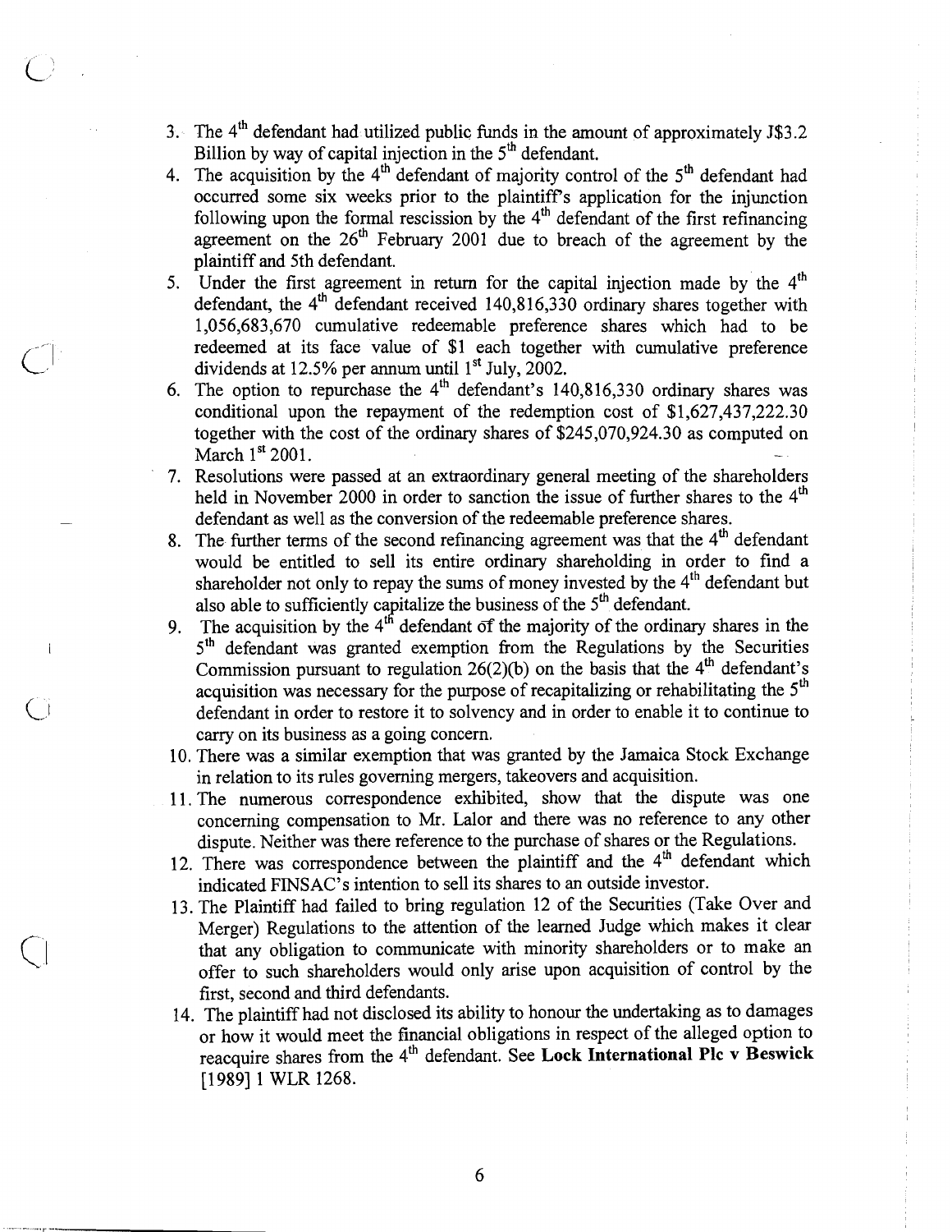3. The 4th defendant had utilized public funds in the amount of approximately J$3.2 Billion by way of capital injection in the 5th defendant.
4. The acquisition by the 4th defendant of majority control of the 5th defendant had occurred some six weeks prior to the plaintiff's application for the injunction following upon the formal rescission by the 4th defendant of the first refinancing agreement on the 26th February 2001 due to breach of the agreement by the plaintiff and 5th defendant.
5. Under the first agreement in return for the capital injection made by the 4th defendant, the 4th defendant received 140,816,330 ordinary shares together with 1,056,683,670 cumulative redeemable preference shares which had to be redeemed at its face value of $1 each together with cumulative preference dividends at 12.5% per annum until 1st July, 2002.
6. The option to repurchase the 4th defendant's 140,816,330 ordinary shares was conditional upon the repayment of the redemption cost of $1,627,437,222.30 together with the cost of the ordinary shares of $245,070,924.30 as computed on March 1st 2001.
7. Resolutions were passed at an extraordinary general meeting of the shareholders held in November 2000 in order to sanction the issue of further shares to the 4th defendant as well as the conversion of the redeemable preference shares.
8. The further terms of the second refinancing agreement was that the 4th defendant would be entitled to sell its entire ordinary shareholding in order to find a shareholder not only to repay the sums of money invested by the 4th defendant but also able to sufficiently capitalize the business of the 5th defendant.
9. The acquisition by the 4th defendant of the majority of the ordinary shares in the 5th defendant was granted exemption from the Regulations by the Securities Commission pursuant to regulation 26(2)(b) on the basis that the 4th defendant's acquisition was necessary for the purpose of recapitalizing or rehabilitating the 5th defendant in order to restore it to solvency and in order to enable it to continue to carry on its business as a going concern.
10. There was a similar exemption that was granted by the Jamaica Stock Exchange in relation to its rules governing mergers, takeovers and acquisition.
11. The numerous correspondence exhibited, show that the dispute was one concerning compensation to Mr. Lalor and there was no reference to any other dispute. Neither was there reference to the purchase of shares or the Regulations.
12. There was correspondence between the plaintiff and the 4th defendant which indicated FINSAC's intention to sell its shares to an outside investor.
13. The Plaintiff had failed to bring regulation 12 of the Securities (Take Over and Merger) Regulations to the attention of the learned Judge which makes it clear that any obligation to communicate with minority shareholders or to make an offer to such shareholders would only arise upon acquisition of control by the first, second and third defendants.
14. The plaintiff had not disclosed its ability to honour the undertaking as to damages or how it would meet the financial obligations in respect of the alleged option to reacquire shares from the 4th defendant. See **Lock International Plc v Beswick** [1989] 1 WLR 1268.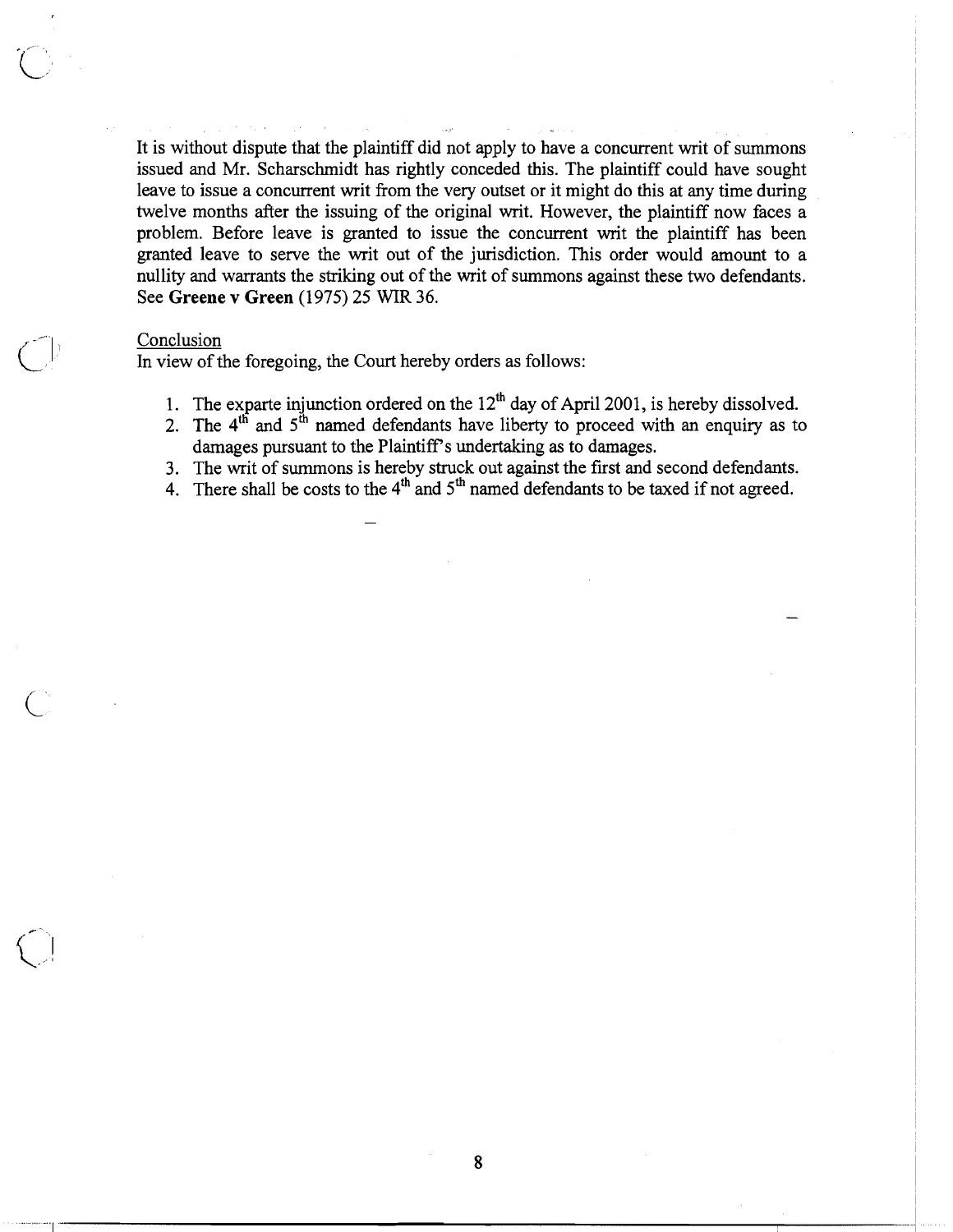It is without dispute that the plaintiff did not apply to have a concurrent writ of summons issued and Mr. Scharschmidt has rightly conceded this. The plaintiff could have sought leave to issue a concurrent writ from the very outset or it might do this at any time during twelve months after the issuing of the original writ. However, the plaintiff now faces a problem. Before leave is granted to issue the concurrent writ the plaintiff has been granted leave to serve the writ out of the jurisdiction. This order would amount to a nullity and warrants the striking out of the writ of summons against these two defendants. See **Greene v Green** (1975) 25 WIR 36.

<u>Conclusion</u>

In view of the foregoing, the Court hereby orders as follows:

1. The exparte injunction ordered on the 12th day of April 2001, is hereby dissolved.
2. The 4th and 5th named defendants have liberty to proceed with an enquiry as to damages pursuant to the Plaintiff's undertaking as to damages.
3. The writ of summons is hereby struck out against the first and second defendants.
4. There shall be costs to the 4th and 5th named defendants to be taxed if not agreed.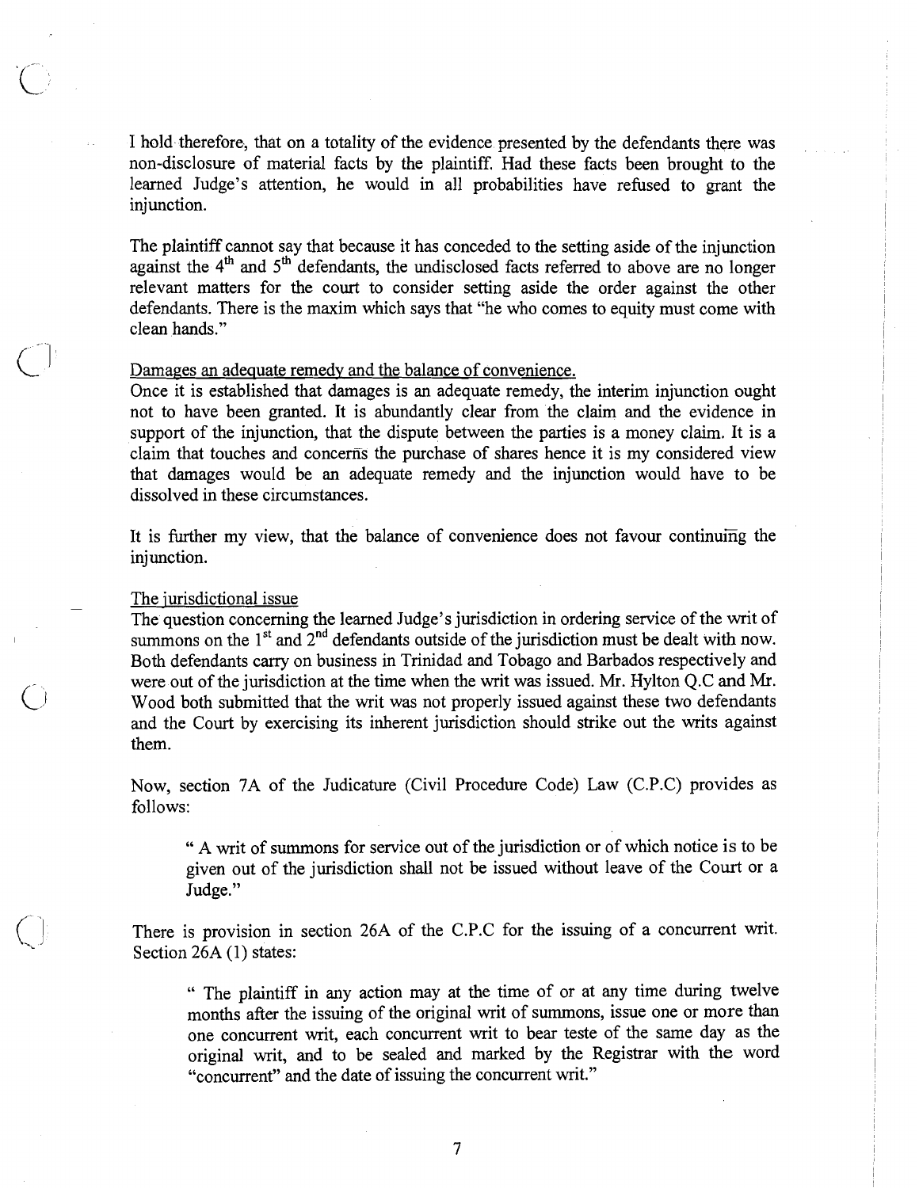I hold therefore, that on a totality of the evidence presented by the defendants there was non-disclosure of material facts by the plaintiff. Had these facts been brought to the learned Judge's attention, he would in all probabilities have refused to grant the injunction.

The plaintiff cannot say that because it has conceded to the setting aside of the injunction against the 4th and 5th defendants, the undisclosed facts referred to above are no longer relevant matters for the court to consider setting aside the order against the other defendants. There is the maxim which says that "he who comes to equity must come with clean hands."

Damages an adequate remedy and the balance of convenience.

Once it is established that damages is an adequate remedy, the interim injunction ought not to have been granted. It is abundantly clear from the claim and the evidence in support of the injunction, that the dispute between the parties is a money claim. It is a claim that touches and concerns the purchase of shares hence it is my considered view that damages would be an adequate remedy and the injunction would have to be dissolved in these circumstances.

It is further my view, that the balance of convenience does not favour continuing the injunction.

The jurisdictional issue

The question concerning the learned Judge's jurisdiction in ordering service of the writ of summons on the 1st and 2nd defendants outside of the jurisdiction must be dealt with now. Both defendants carry on business in Trinidad and Tobago and Barbados respectively and were out of the jurisdiction at the time when the writ was issued. Mr. Hylton Q.C and Mr. Wood both submitted that the writ was not properly issued against these two defendants and the Court by exercising its inherent jurisdiction should strike out the writs against them.

Now, section 7A of the Judicature (Civil Procedure Code) Law (C.P.C) provides as follows:

> " A writ of summons for service out of the jurisdiction or of which notice is to be given out of the jurisdiction shall not be issued without leave of the Court or a Judge."

There is provision in section 26A of the C.P.C for the issuing of a concurrent writ. Section 26A (1) states:

> " The plaintiff in any action may at the time of or at any time during twelve months after the issuing of the original writ of summons, issue one or more than one concurrent writ, each concurrent writ to bear teste of the same day as the original writ, and to be sealed and marked by the Registrar with the word "concurrent" and the date of issuing the concurrent writ."